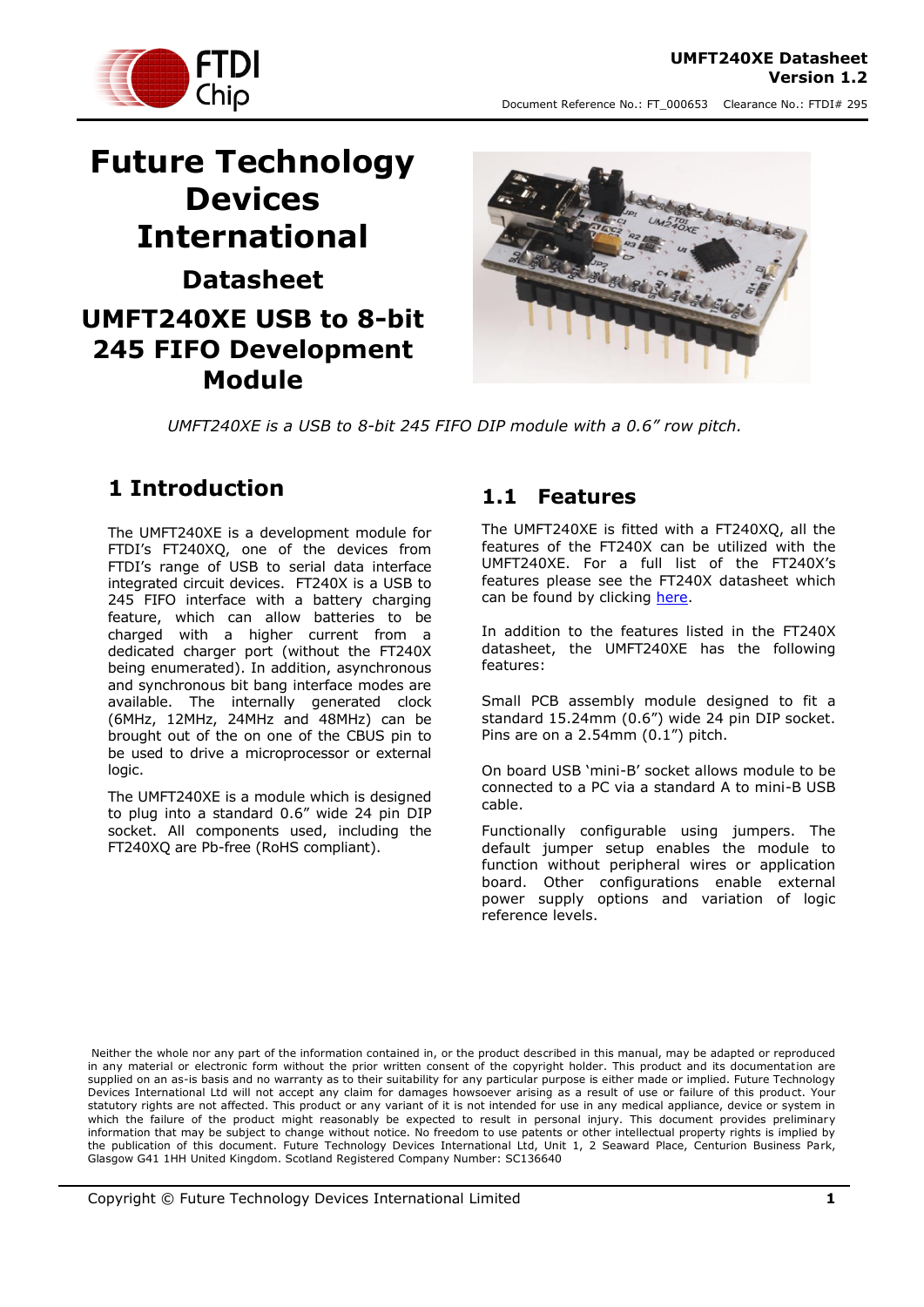# Future Technology Devices International

## Datasheet

## UMFT240XE USB to 8-bit 245 FIFO Development Module

*UMFT240XE is a USB to 8-bit 245 FIFO DIP module with a 0.6" row pitch.*

## 1 Introduction

The UMFT240XE is a development module for FTDI's FT240XQ, one of the devices from FTDI's range of USB to serial data interface integrated circuit devices. FT240X is a USB to 245 FIFO interface with a battery charging feature, which can allow batteries to be charged with a higher current from a dedicated charger port (without the FT240X being enumerated). In addition, asynchronous and synchronous bit bang interface modes are available. The internally generated clock (6MHz, 12MHz, 24MHz and 48MHz) can be brought out of the one of the CBUS pin to be used to drive a microprocessor or external logic.

The UMFT240XE is a module which is designed to plug into a standard 0.6" wide 24 pin DIP socket. All components used, including the FT240XQ are Pb-free (RoHS compliant).

### 1.1 Features

The UMFT240XE is fitted with a FT240XQ, all the features of the FT240X can be utilized with the UMFT240XE. For a full list of the FT240X's features please see the FT240X datasheet which can be found by clicking here.

In addition to the features listed in the FT240X datasheet, the UMFT240XE has the following features:

Small PCB assembly module designed to fit a standard 15.24mm (0.6") wide 24 pin DIP socket. Pins are on a 2.54mm (0.1") pitch.

On board USB 'mini-B' socket allows module to be connected to a PC via a standard A to mini-B USB cable.

Functionally configurable using jumpers. The default jumper setup enables the module to function without peripheral wires or application board. Other configurations enable external power supply options and variation of logic reference levels.

Neither the whole nor any part of the information contained in, or the product described in this manual, may be adapted or reproduced in any material or electronic form without the prior written consent of the copyright holder. This product and its documentation are supplied on an as-is basis and no warranty as to their suitability for any particular purpose is either made or implied. Future Technology Devices International Ltd will not accept any claim for damages howsoever arising as a result of use or failure of this product. Your statutory rights are not affected. This product or any variant of it is not intended for use in any medical appliance, device or system in which the failure of the product might reasonably be expected to result in personal injury. This document provides preliminary information that may be subject to change without notice. No freedom to use patents or other intellectual property rights is implied by the publication of this document. Future Technology Devices International Ltd, Unit 1, 2 Seaward Place, Centurion Business Park, Glasgow G41 1HH United Kingdom. Scotland Registered Company Number: SC136640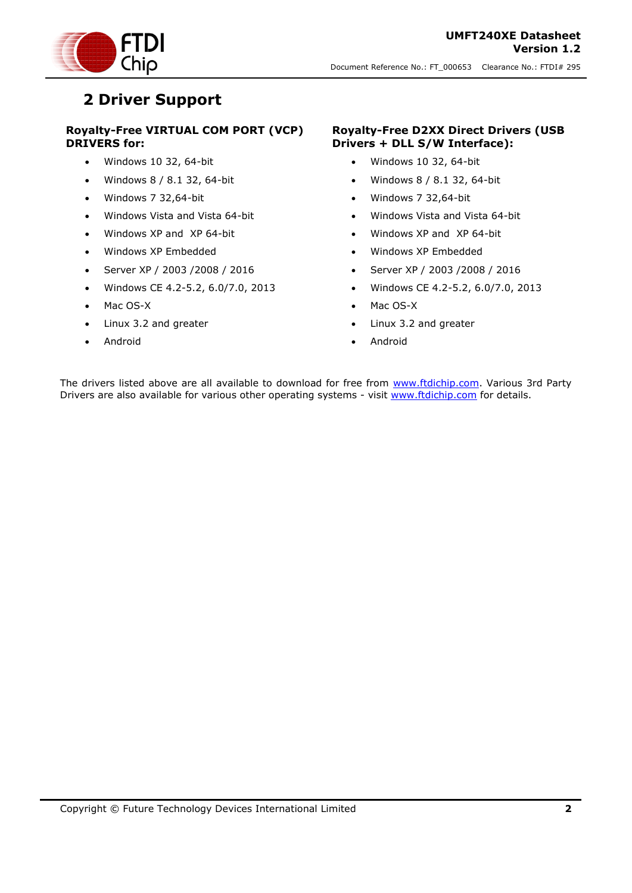# 2 Driver Support

**Royalty-Free VIRTUAL COM PORT (VCP) DRIVERS for:**

- Windows 10 32, 64-bit
- Windows 8 / 8.1 32, 64-bit
- Windows 7 32,64-bit
- Windows Vista and Vista 64-bit
- Windows XP and XP 64-bit
- Windows XP Embedded
- Server XP / 2003 /2008 / 2016
- Windows CE 4.2-5.2, 6.0/7.0, 2013
- Mac OS-X
- Linux 3.2 and greater
- Android

**Royalty-Free D2XX Direct Drivers (USB Drivers + DLL S/W Interface):**

- Windows 10 32, 64-bit
- Windows 8 / 8.1 32, 64-bit
- Windows 7 32,64-bit
- Windows Vista and Vista 64-bit
- Windows XP and XP 64-bit
- Windows XP Embedded
- Server XP / 2003 /2008 / 2016
- Windows CE 4.2-5.2, 6.0/7.0, 2013
- Mac OS-X
- Linux 3.2 and greater
- Android

The drivers listed above are all available to download for free from [www.ftdichip.com](http://www.ftdichip.com). Various 3rd Party Drivers are also available for various other operating systems - visit [www.ftdichip.com](http://www.ftdichip.com) for details.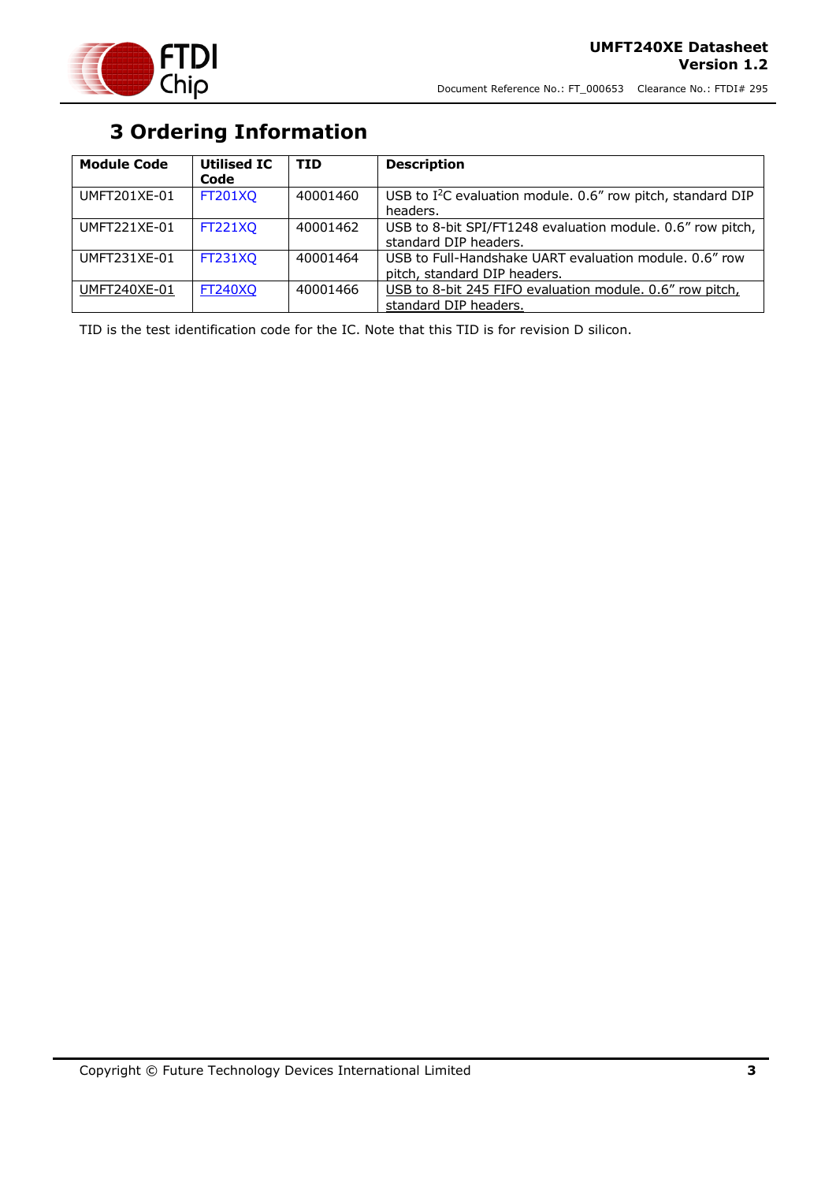# 3 Ordering Information

| Module Code | Utilised IC Code | TID | Description |
|---|---|---|---|
| UMFT201XE-01 | FT201XQ | 40001460 | USB to I$^2$C evaluation module. 0.6" row pitch, standard DIP headers. |
| UMFT221XE-01 | FT221XQ | 40001462 | USB to 8-bit SPI/FT1248 evaluation module. 0.6" row pitch, standard DIP headers. |
| UMFT231XE-01 | FT231XQ | 40001464 | USB to Full-Handshake UART evaluation module. 0.6" row pitch, standard DIP headers. |
| UMFT240XE-01 | FT240XQ | 40001466 | USB to 8-bit 245 FIFO evaluation module. 0.6" row pitch, standard DIP headers. |

TID is the test identification code for the IC. Note that this TID is for revision D silicon.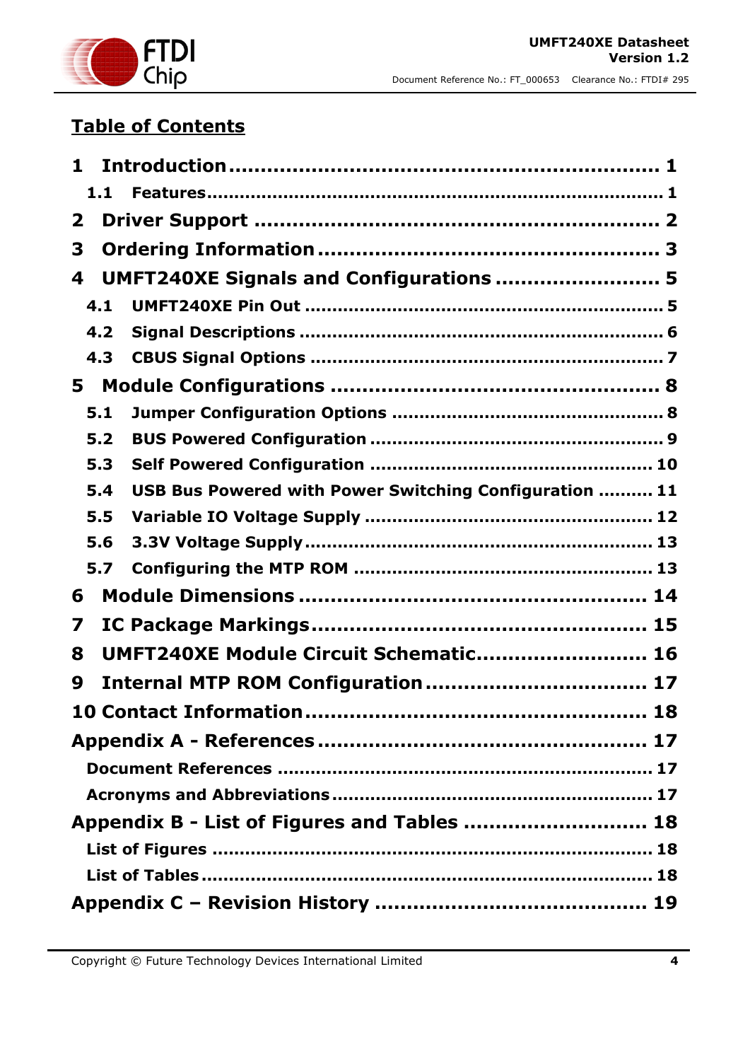## Table of Contents

**1 Introduction ........................................................ 1**

1.1 Features ........................................................ 1

**2 Driver Support ........................................................ 2**

**3 Ordering Information ........................................................ 3**

**4 UMFT240XE Signals and Configurations ........................................................ 5**

4.1 UMFT240XE Pin Out ........................................................ 5

4.2 Signal Descriptions ........................................................ 6

4.3 CBUS Signal Options ........................................................ 7

**5 Module Configurations ........................................................ 8**

5.1 Jumper Configuration Options ........................................................ 8

5.2 BUS Powered Configuration ........................................................ 9

5.3 Self Powered Configuration ........................................................ 10

5.4 USB Bus Powered with Power Switching Configuration .......... 11

5.5 Variable IO Voltage Supply ........................................................ 12

5.6 3.3V Voltage Supply ........................................................ 13

5.7 Configuring the MTP ROM ........................................................ 13

**6 Module Dimensions ........................................................ 14**

**7 IC Package Markings ........................................................ 15**

**8 UMFT240XE Module Circuit Schematic ........................................................ 16**

**9 Internal MTP ROM Configuration ........................................................ 17**

**10 Contact Information ........................................................ 18**

**Appendix A - References ........................................................ 17**

Document References ........................................................ 17

Acronyms and Abbreviations ........................................................ 17

**Appendix B - List of Figures and Tables ........................................................ 18**

List of Figures ........................................................ 18

List of Tables ........................................................ 18

**Appendix C – Revision History ........................................................ 19**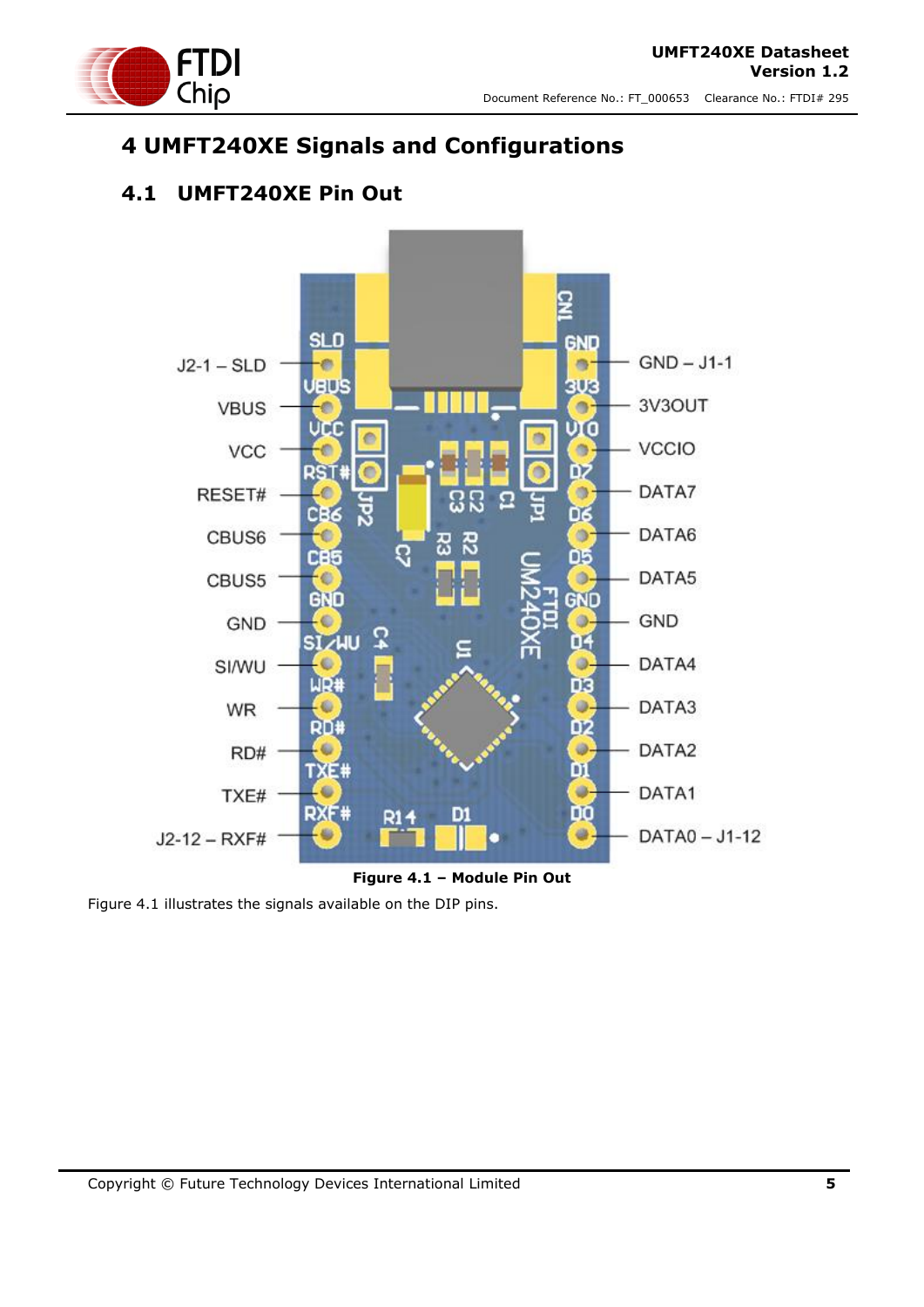# 4 UMFT240XE Signals and Configurations

## 4.1 UMFT240XE Pin Out

**Figure 4.1 – Module Pin Out**

Figure 4.1 illustrates the signals available on the DIP pins.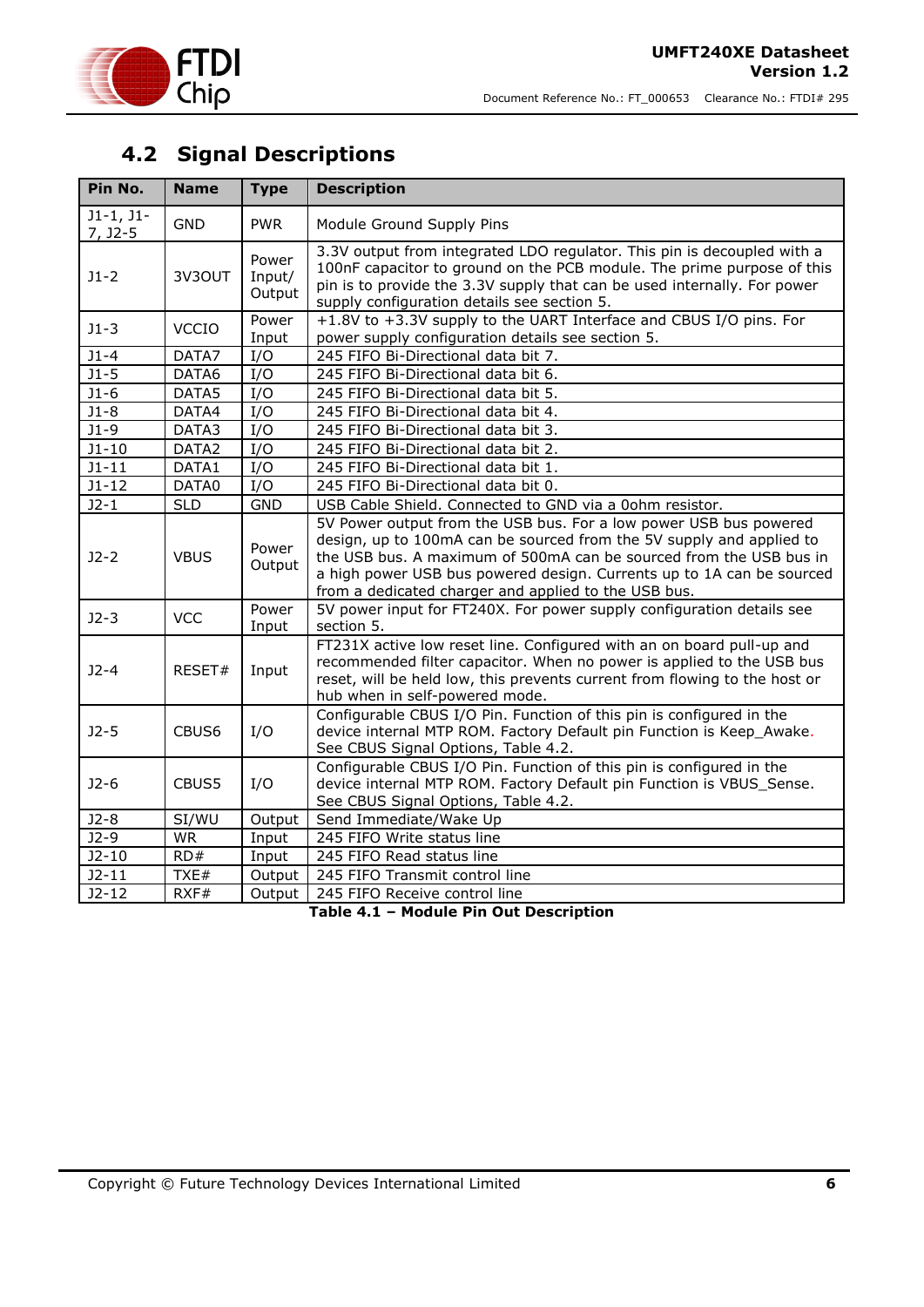## 4.2 Signal Descriptions

| Pin No. | Name | Type | Description |
|---|---|---|---|
| J1-1, J1-7, J2-5 | GND | PWR | Module Ground Supply Pins |
| J1-2 | 3V3OUT | Power Input/ Output | 3.3V output from integrated LDO regulator. This pin is decoupled with a 100nF capacitor to ground on the PCB module. The prime purpose of this pin is to provide the 3.3V supply that can be used internally. For power supply configuration details see section 5. |
| J1-3 | VCCIO | Power Input | +1.8V to +3.3V supply to the UART Interface and CBUS I/O pins. For power supply configuration details see section 5. |
| J1-4 | DATA7 | I/O | 245 FIFO Bi-Directional data bit 7. |
| J1-5 | DATA6 | I/O | 245 FIFO Bi-Directional data bit 6. |
| J1-6 | DATA5 | I/O | 245 FIFO Bi-Directional data bit 5. |
| J1-8 | DATA4 | I/O | 245 FIFO Bi-Directional data bit 4. |
| J1-9 | DATA3 | I/O | 245 FIFO Bi-Directional data bit 3. |
| J1-10 | DATA2 | I/O | 245 FIFO Bi-Directional data bit 2. |
| J1-11 | DATA1 | I/O | 245 FIFO Bi-Directional data bit 1. |
| J1-12 | DATA0 | I/O | 245 FIFO Bi-Directional data bit 0. |
| J2-1 | SLD | GND | USB Cable Shield. Connected to GND via a 0ohm resistor. |
| J2-2 | VBUS | Power Output | 5V Power output from the USB bus. For a low power USB bus powered design, up to 100mA can be sourced from the 5V supply and applied to the USB bus. A maximum of 500mA can be sourced from the USB bus in a high power USB bus powered design. Currents up to 1A can be sourced from a dedicated charger and applied to the USB bus. |
| J2-3 | VCC | Power Input | 5V power input for FT240X. For power supply configuration details see section 5. |
| J2-4 | RESET# | Input | FT231X active low reset line. Configured with an on board pull-up and recommended filter capacitor. When no power is applied to the USB bus reset, will be held low, this prevents current from flowing to the host or hub when in self-powered mode. |
| J2-5 | CBUS6 | I/O | Configurable CBUS I/O Pin. Function of this pin is configured in the device internal MTP ROM. Factory Default pin Function is Keep_Awake. See CBUS Signal Options, Table 4.2. |
| J2-6 | CBUS5 | I/O | Configurable CBUS I/O Pin. Function of this pin is configured in the device internal MTP ROM. Factory Default pin Function is VBUS_Sense. See CBUS Signal Options, Table 4.2. |
| J2-8 | SI/WU | Output | Send Immediate/Wake Up |
| J2-9 | WR | Input | 245 FIFO Write status line |
| J2-10 | RD# | Input | 245 FIFO Read status line |
| J2-11 | TXE# | Output | 245 FIFO Transmit control line |
| J2-12 | RXF# | Output | 245 FIFO Receive control line |

**Table 4.1 – Module Pin Out Description**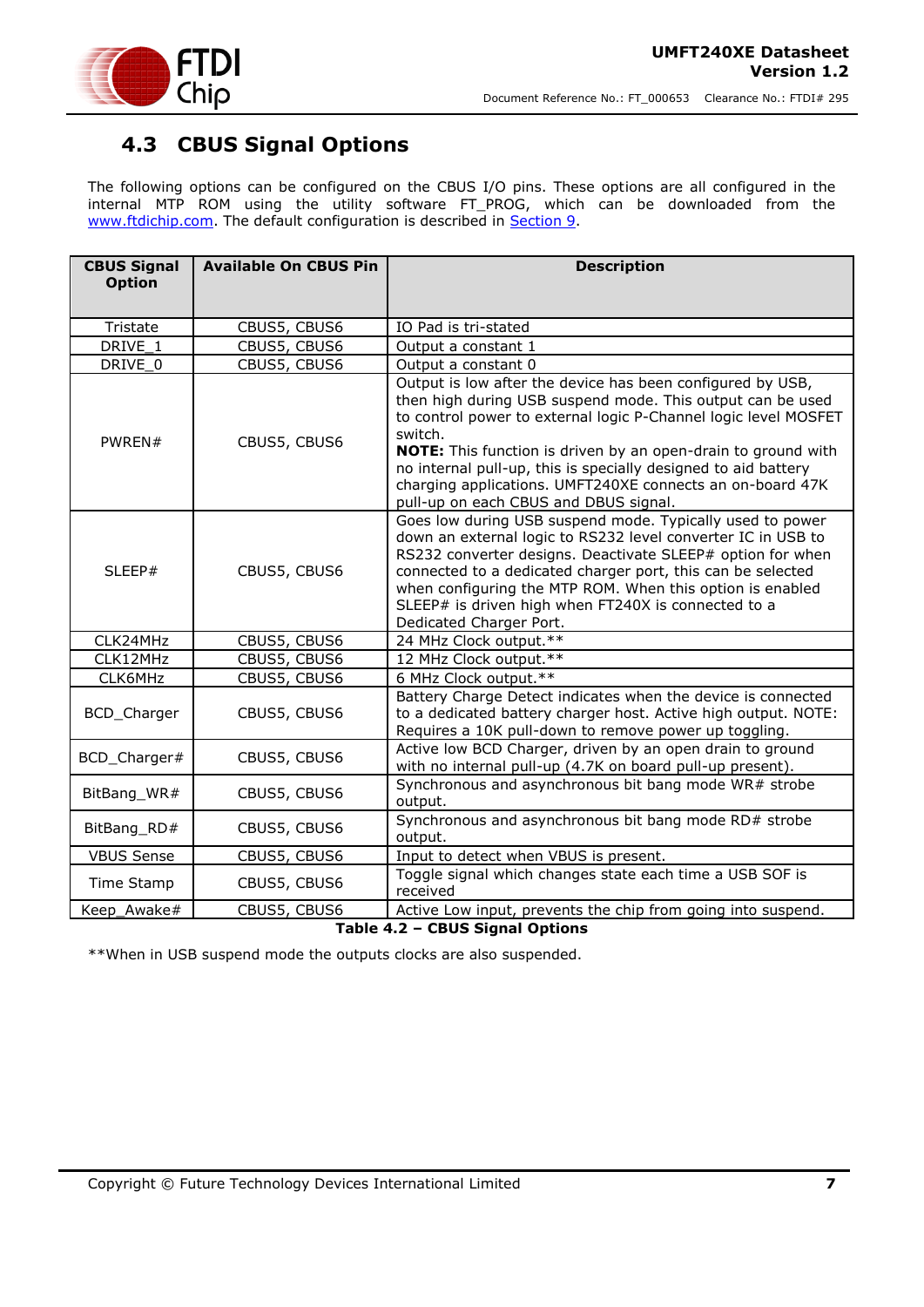## 4.3 CBUS Signal Options

The following options can be configured on the CBUS I/O pins. These options are all configured in the internal MTP ROM using the utility software FT_PROG, which can be downloaded from the www.ftdichip.com. The default configuration is described in Section 9.

| CBUS Signal Option | Available On CBUS Pin | Description |
|---|---|---|
| Tristate | CBUS5, CBUS6 | IO Pad is tri-stated |
| DRIVE_1 | CBUS5, CBUS6 | Output a constant 1 |
| DRIVE_0 | CBUS5, CBUS6 | Output a constant 0 |
| PWREN# | CBUS5, CBUS6 | Output is low after the device has been configured by USB, then high during USB suspend mode. This output can be used to control power to external logic P-Channel logic level MOSFET switch. **NOTE:** This function is driven by an open-drain to ground with no internal pull-up, this is specially designed to aid battery charging applications. UMFT240XE connects an on-board 47K pull-up on each CBUS and DBUS signal. |
| SLEEP# | CBUS5, CBUS6 | Goes low during USB suspend mode. Typically used to power down an external logic to RS232 level converter IC in USB to RS232 converter designs. Deactivate SLEEP# option for when connected to a dedicated charger port, this can be selected when configuring the MTP ROM. When this option is enabled SLEEP# is driven high when FT240X is connected to a Dedicated Charger Port. |
| CLK24MHz | CBUS5, CBUS6 | 24 MHz Clock output.** |
| CLK12MHz | CBUS5, CBUS6 | 12 MHz Clock output.** |
| CLK6MHz | CBUS5, CBUS6 | 6 MHz Clock output.** |
| BCD_Charger | CBUS5, CBUS6 | Battery Charge Detect indicates when the device is connected to a dedicated battery charger host. Active high output. NOTE: Requires a 10K pull-down to remove power up toggling. |
| BCD_Charger# | CBUS5, CBUS6 | Active low BCD Charger, driven by an open drain to ground with no internal pull-up (4.7K on board pull-up present). |
| BitBang_WR# | CBUS5, CBUS6 | Synchronous and asynchronous bit bang mode WR# strobe output. |
| BitBang_RD# | CBUS5, CBUS6 | Synchronous and asynchronous bit bang mode RD# strobe output. |
| VBUS Sense | CBUS5, CBUS6 | Input to detect when VBUS is present. |
| Time Stamp | CBUS5, CBUS6 | Toggle signal which changes state each time a USB SOF is received |
| Keep_Awake# | CBUS5, CBUS6 | Active Low input, prevents the chip from going into suspend. |

**Table 4.2 – CBUS Signal Options**

**When in USB suspend mode the outputs clocks are also suspended.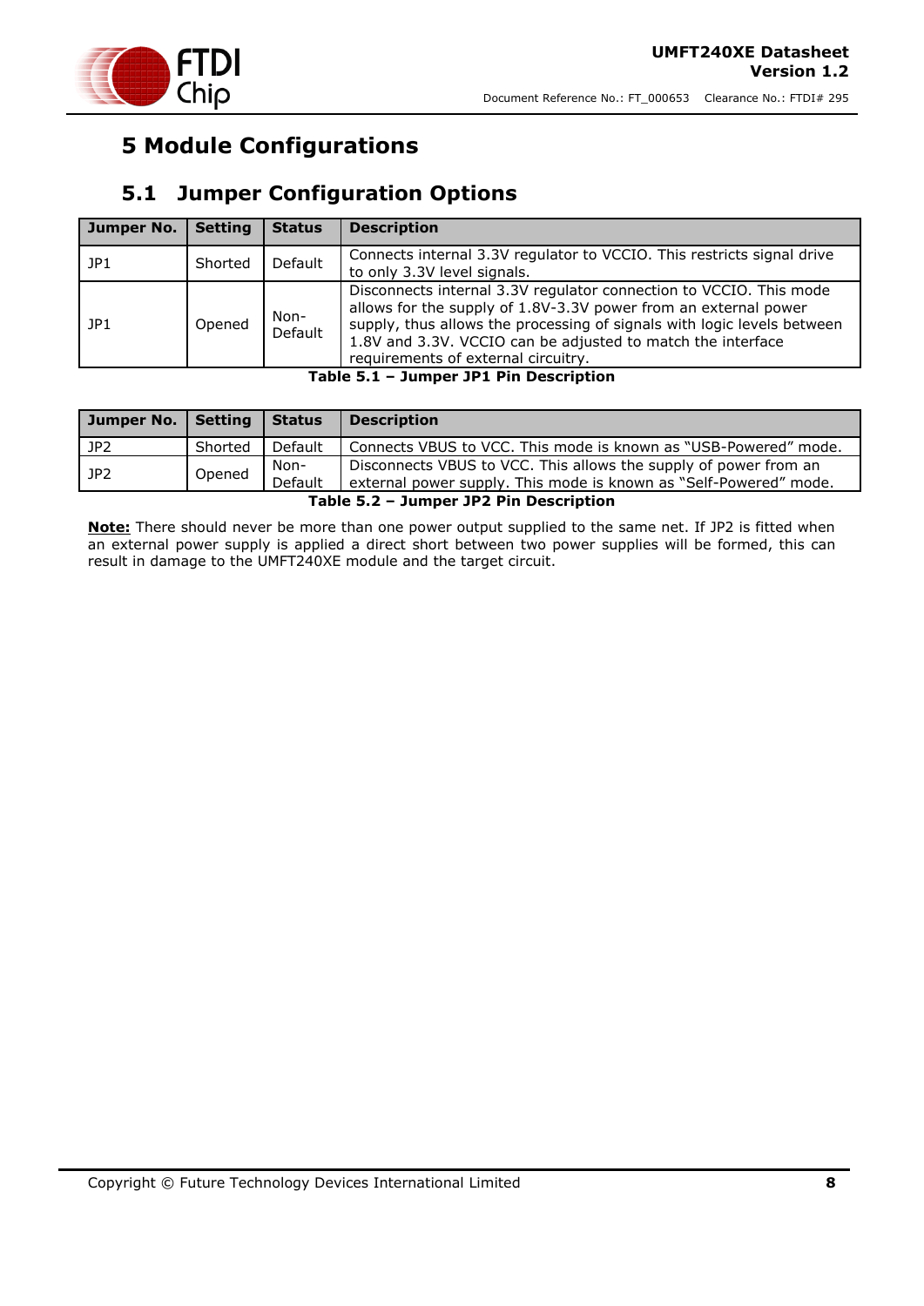# 5 Module Configurations

## 5.1 Jumper Configuration Options

| Jumper No. | Setting | Status | Description |
|---|---|---|---|
| JP1 | Shorted | Default | Connects internal 3.3V regulator to VCCIO. This restricts signal drive to only 3.3V level signals. |
| JP1 | Opened | Non-Default | Disconnects internal 3.3V regulator connection to VCCIO. This mode allows for the supply of 1.8V-3.3V power from an external power supply, thus allows the processing of signals with logic levels between 1.8V and 3.3V. VCCIO can be adjusted to match the interface requirements of external circuitry. |

**Table 5.1 – Jumper JP1 Pin Description**

| Jumper No. | Setting | Status | Description |
|---|---|---|---|
| JP2 | Shorted | Default | Connects VBUS to VCC. This mode is known as "USB-Powered" mode. |
| JP2 | Opened | Non-Default | Disconnects VBUS to VCC. This allows the supply of power from an external power supply. This mode is known as "Self-Powered" mode. |

**Table 5.2 – Jumper JP2 Pin Description**

**Note:** There should never be more than one power output supplied to the same net. If JP2 is fitted when an external power supply is applied a direct short between two power supplies will be formed, this can result in damage to the UMFT240XE module and the target circuit.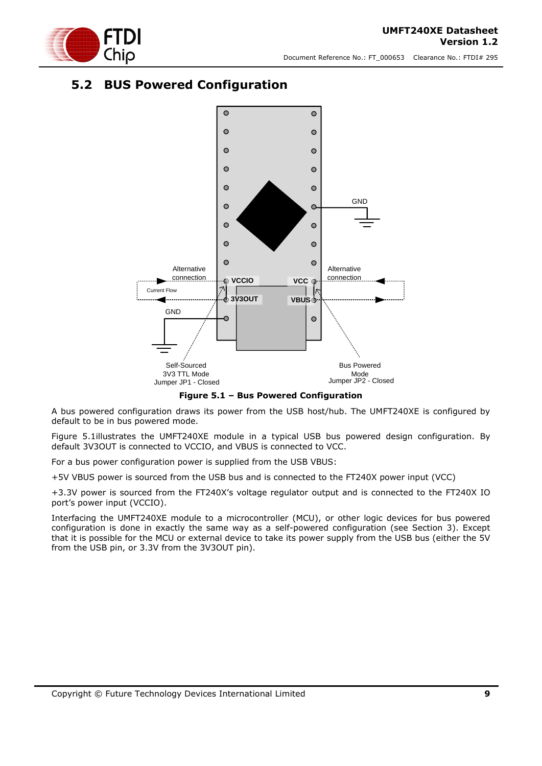## 5.2 BUS Powered Configuration

**Figure 5.1 – Bus Powered Configuration**

A bus powered configuration draws its power from the USB host/hub. The UMFT240XE is configured by default to be in bus powered mode.

Figure 5.1illustrates the UMFT240XE module in a typical USB bus powered design configuration. By default 3V3OUT is connected to VCCIO, and VBUS is connected to VCC.

For a bus power configuration power is supplied from the USB VBUS:

+5V VBUS power is sourced from the USB bus and is connected to the FT240X power input (VCC)

+3.3V power is sourced from the FT240X's voltage regulator output and is connected to the FT240X IO port's power input (VCCIO).

Interfacing the UMFT240XE module to a microcontroller (MCU), or other logic devices for bus powered configuration is done in exactly the same way as a self-powered configuration (see Section 3). Except that it is possible for the MCU or external device to take its power supply from the USB bus (either the 5V from the USB pin, or 3.3V from the 3V3OUT pin).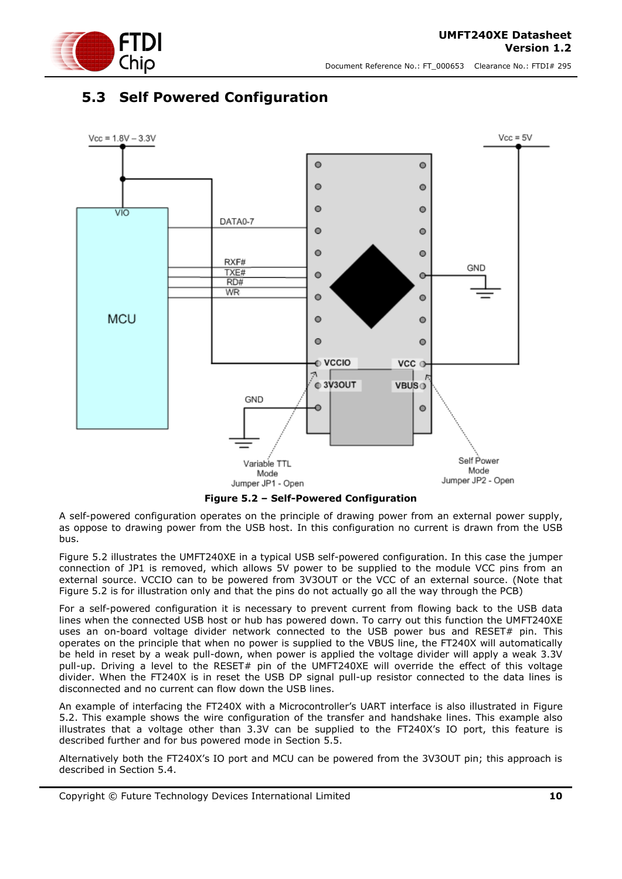## 5.3 Self Powered Configuration

**Figure 5.2 – Self-Powered Configuration**

A self-powered configuration operates on the principle of drawing power from an external power supply, as oppose to drawing power from the USB host. In this configuration no current is drawn from the USB bus.

Figure 5.2 illustrates the UMFT240XE in a typical USB self-powered configuration. In this case the jumper connection of JP1 is removed, which allows 5V power to be supplied to the module VCC pins from an external source. VCCIO can to be powered from 3V3OUT or the VCC of an external source. (Note that Figure 5.2 is for illustration only and that the pins do not actually go all the way through the PCB)

For a self-powered configuration it is necessary to prevent current from flowing back to the USB data lines when the connected USB host or hub has powered down. To carry out this function the UMFT240XE uses an on-board voltage divider network connected to the USB power bus and RESET# pin. This operates on the principle that when no power is supplied to the VBUS line, the FT240X will automatically be held in reset by a weak pull-down, when power is applied the voltage divider will apply a weak 3.3V pull-up. Driving a level to the RESET# pin of the UMFT240XE will override the effect of this voltage divider. When the FT240X is in reset the USB DP signal pull-up resistor connected to the data lines is disconnected and no current can flow down the USB lines.

An example of interfacing the FT240X with a Microcontroller's UART interface is also illustrated in Figure 5.2. This example shows the wire configuration of the transfer and handshake lines. This example also illustrates that a voltage other than 3.3V can be supplied to the FT240X's IO port, this feature is described further and for bus powered mode in Section 5.5.

Alternatively both the FT240X's IO port and MCU can be powered from the 3V3OUT pin; this approach is described in Section 5.4.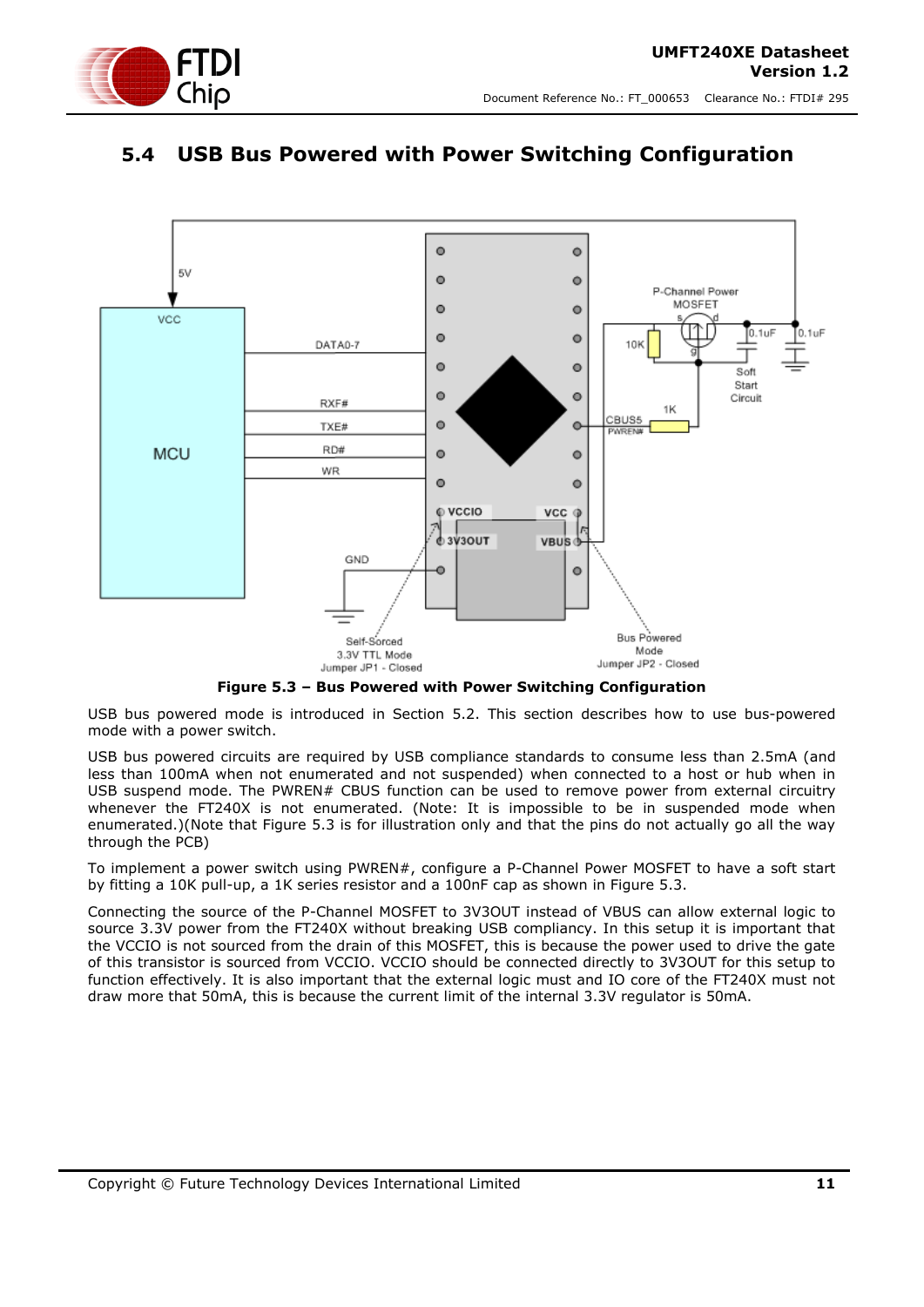## 5.4 USB Bus Powered with Power Switching Configuration

**Figure 5.3 – Bus Powered with Power Switching Configuration**

USB bus powered mode is introduced in Section 5.2. This section describes how to use bus-powered mode with a power switch.

USB bus powered circuits are required by USB compliance standards to consume less than 2.5mA (and less than 100mA when not enumerated and not suspended) when connected to a host or hub when in USB suspend mode. The PWREN# CBUS function can be used to remove power from external circuitry whenever the FT240X is not enumerated. (Note: It is impossible to be in suspended mode when enumerated.)(Note that Figure 5.3 is for illustration only and that the pins do not actually go all the way through the PCB)

To implement a power switch using PWREN#, configure a P-Channel Power MOSFET to have a soft start by fitting a 10K pull-up, a 1K series resistor and a 100nF cap as shown in Figure 5.3.

Connecting the source of the P-Channel MOSFET to 3V3OUT instead of VBUS can allow external logic to source 3.3V power from the FT240X without breaking USB compliancy. In this setup it is important that the VCCIO is not sourced from the drain of this MOSFET, this is because the power used to drive the gate of this transistor is sourced from VCCIO. VCCIO should be connected directly to 3V3OUT for this setup to function effectively. It is also important that the external logic must and IO core of the FT240X must not draw more that 50mA, this is because the current limit of the internal 3.3V regulator is 50mA.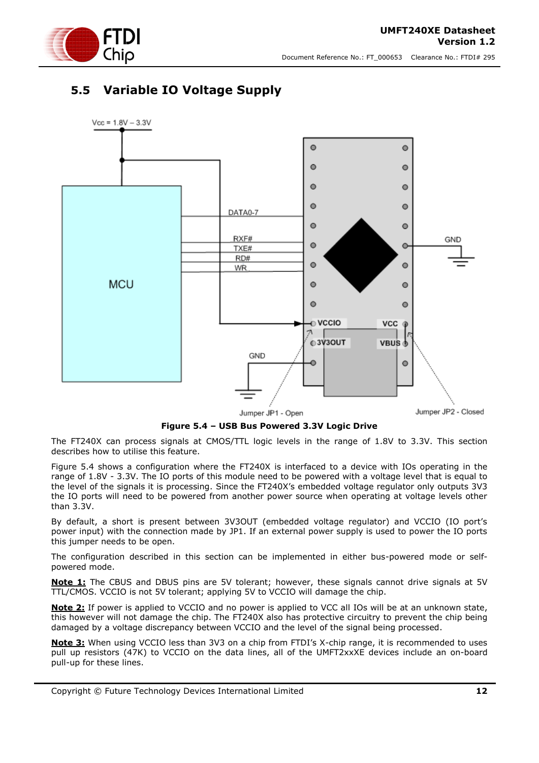## 5.5 Variable IO Voltage Supply

**Figure 5.4 – USB Bus Powered 3.3V Logic Drive**

The FT240X can process signals at CMOS/TTL logic levels in the range of 1.8V to 3.3V. This section describes how to utilise this feature.

Figure 5.4 shows a configuration where the FT240X is interfaced to a device with IOs operating in the range of 1.8V - 3.3V. The IO ports of this module need to be powered with a voltage level that is equal to the level of the signals it is processing. Since the FT240X's embedded voltage regulator only outputs 3V3 the IO ports will need to be powered from another power source when operating at voltage levels other than 3.3V.

By default, a short is present between 3V3OUT (embedded voltage regulator) and VCCIO (IO port's power input) with the connection made by JP1. If an external power supply is used to power the IO ports this jumper needs to be open.

The configuration described in this section can be implemented in either bus-powered mode or self-powered mode.

**Note 1:** The CBUS and DBUS pins are 5V tolerant; however, these signals cannot drive signals at 5V TTL/CMOS. VCCIO is not 5V tolerant; applying 5V to VCCIO will damage the chip.

**Note 2:** If power is applied to VCCIO and no power is applied to VCC all IOs will be at an unknown state, this however will not damage the chip. The FT240X also has protective circuitry to prevent the chip being damaged by a voltage discrepancy between VCCIO and the level of the signal being processed.

**Note 3:** When using VCCIO less than 3V3 on a chip from FTDI's X-chip range, it is recommended to uses pull up resistors (47K) to VCCIO on the data lines, all of the UMFT2xxXE devices include an on-board pull-up for these lines.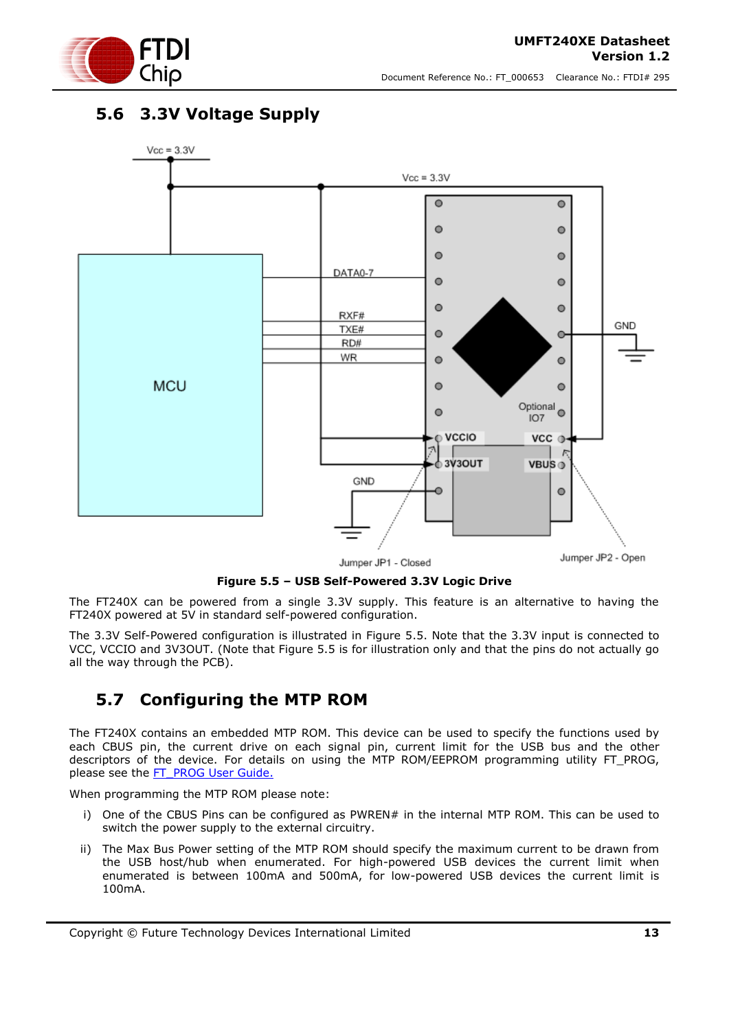## 5.6 3.3V Voltage Supply

**Figure 5.5 – USB Self-Powered 3.3V Logic Drive**

The FT240X can be powered from a single 3.3V supply. This feature is an alternative to having the FT240X powered at 5V in standard self-powered configuration.

The 3.3V Self-Powered configuration is illustrated in Figure 5.5. Note that the 3.3V input is connected to VCC, VCCIO and 3V3OUT. (Note that Figure 5.5 is for illustration only and that the pins do not actually go all the way through the PCB).

## 5.7 Configuring the MTP ROM

The FT240X contains an embedded MTP ROM. This device can be used to specify the functions used by each CBUS pin, the current drive on each signal pin, current limit for the USB bus and the other descriptors of the device. For details on using the MTP ROM/EEPROM programming utility FT_PROG, please see the FT_PROG User Guide.

When programming the MTP ROM please note:

i) One of the CBUS Pins can be configured as PWREN# in the internal MTP ROM. This can be used to switch the power supply to the external circuitry.

ii) The Max Bus Power setting of the MTP ROM should specify the maximum current to be drawn from the USB host/hub when enumerated. For high-powered USB devices the current limit when enumerated is between 100mA and 500mA, for low-powered USB devices the current limit is 100mA.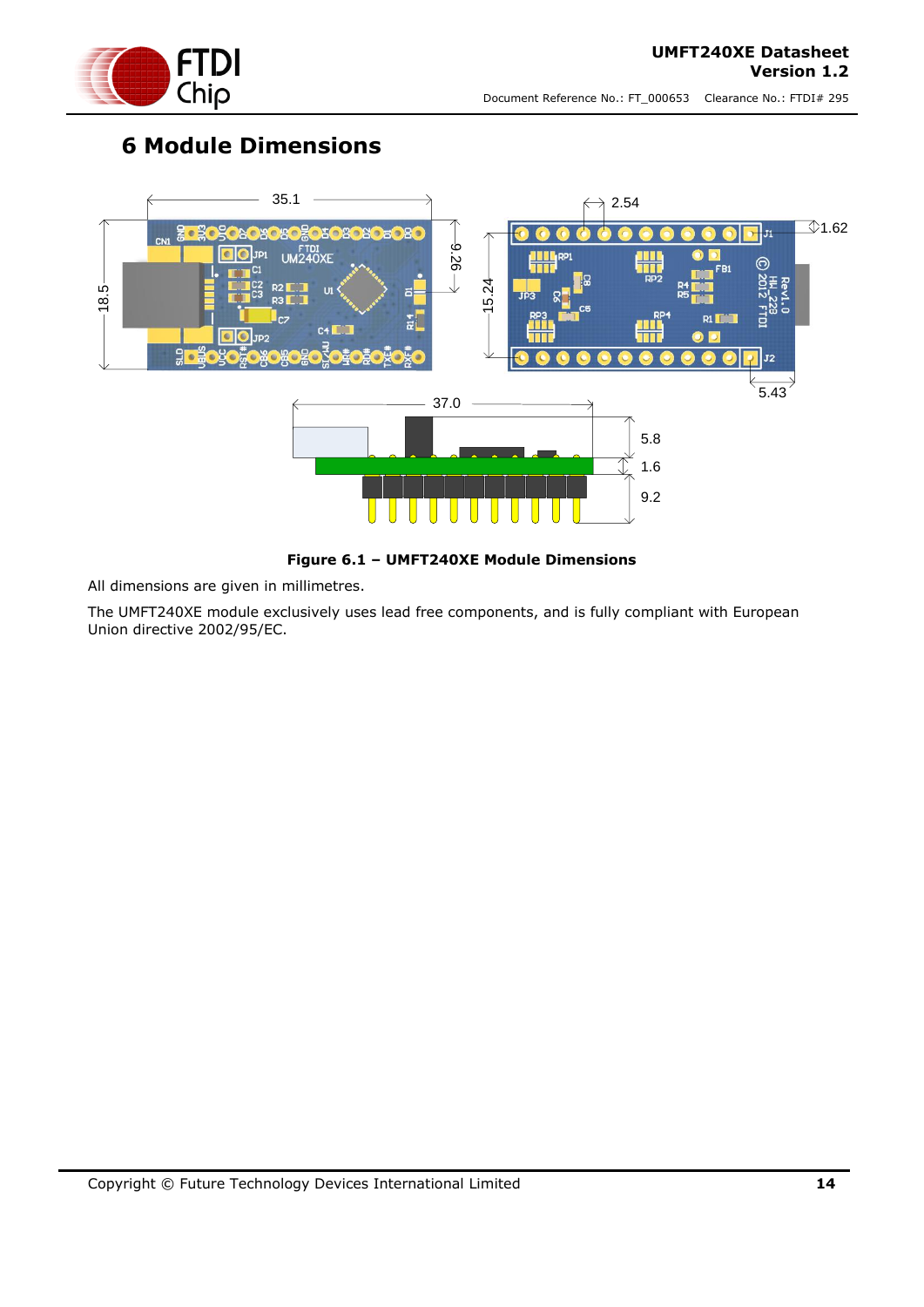# 6 Module Dimensions

**Figure 6.1 – UMFT240XE Module Dimensions**

All dimensions are given in millimetres.

The UMFT240XE module exclusively uses lead free components, and is fully compliant with European Union directive 2002/95/EC.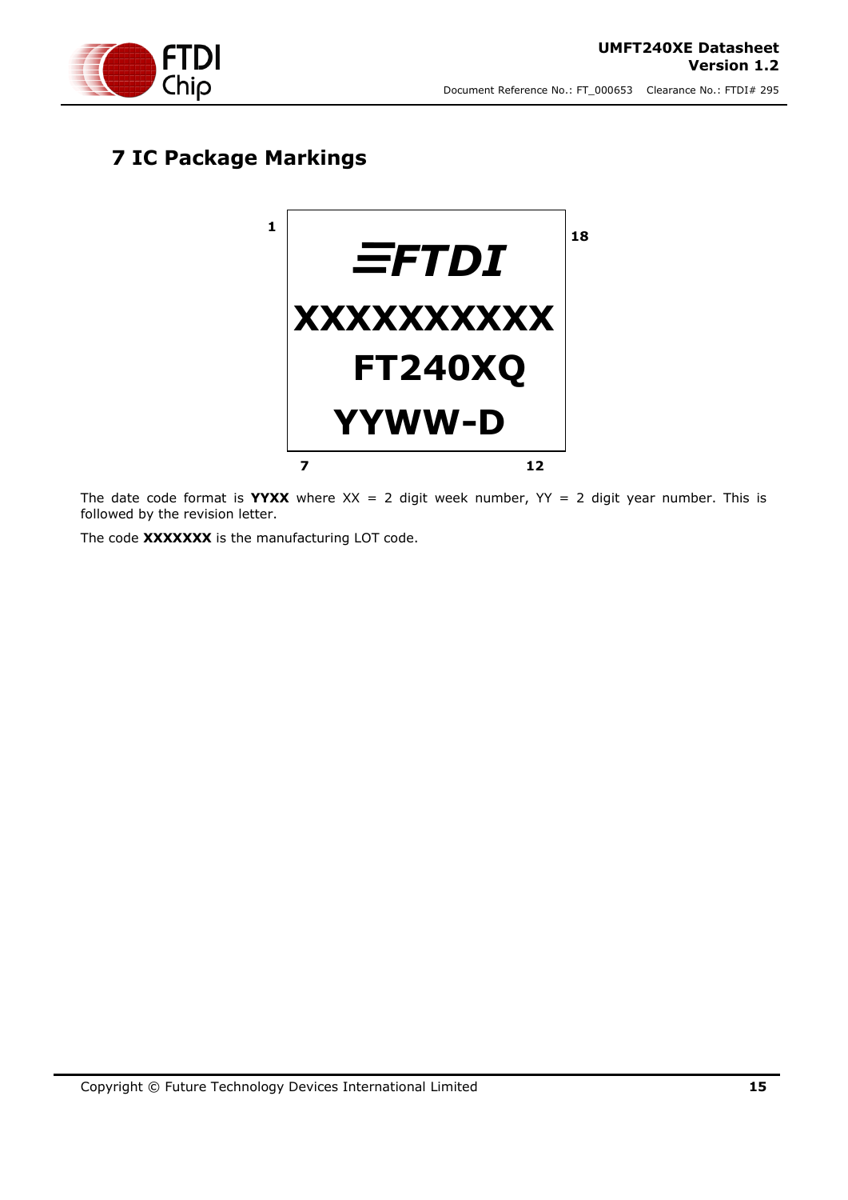# 7 IC Package Markings

```
1                                   18
  ┌───────────────────────────────┐
  │            ≡FTDI              │
  │        XXXXXXXXXX             │
  │          FT240XQ              │
  │          YYWW-D               │
  └───────────────────────────────┘
7                                   12
```

The date code format is **YYXX** where XX = 2 digit week number, YY = 2 digit year number. This is followed by the revision letter.

The code **XXXXXXX** is the manufacturing LOT code.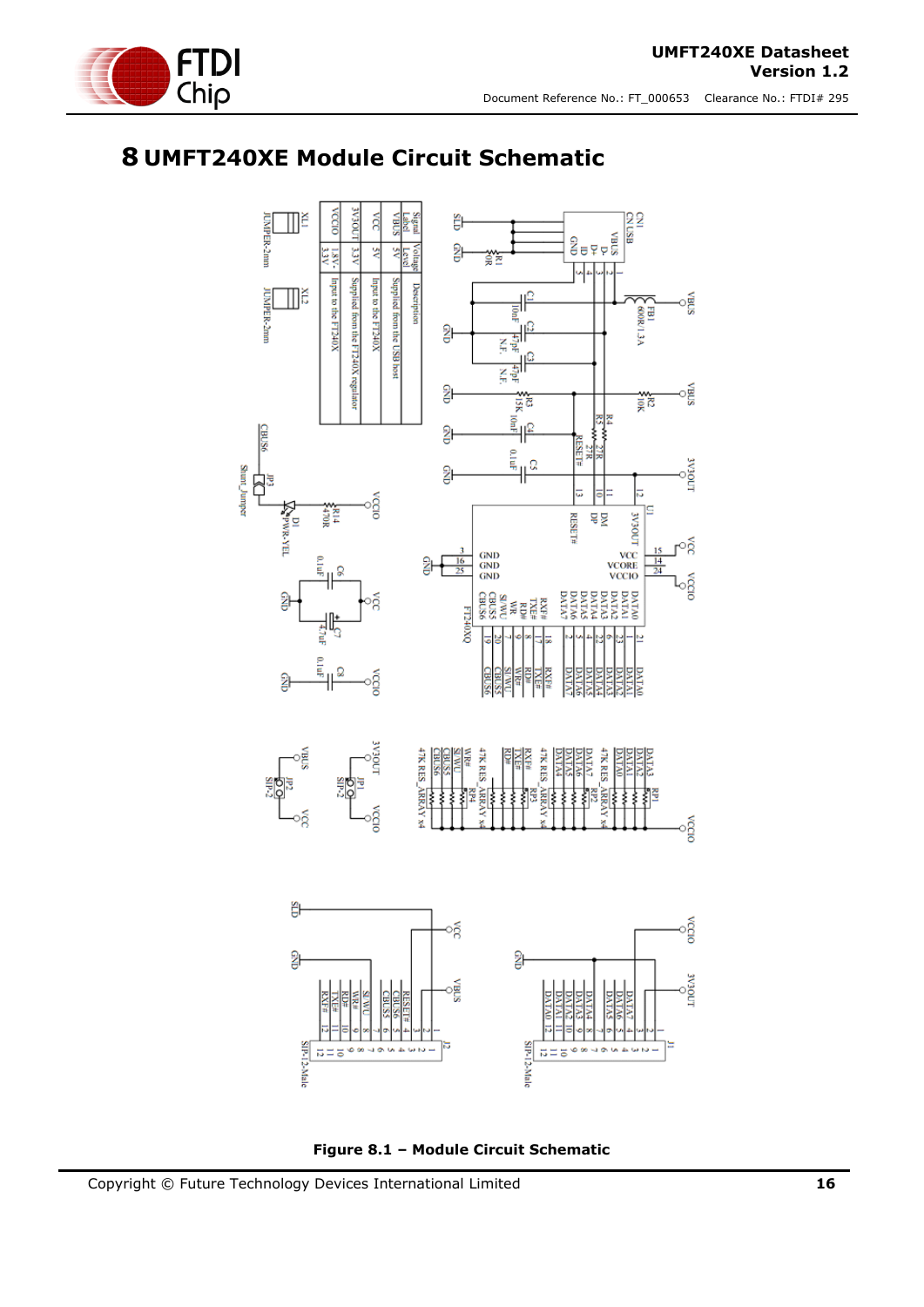# 8 UMFT240XE Module Circuit Schematic

**Figure 8.1 – Module Circuit Schematic**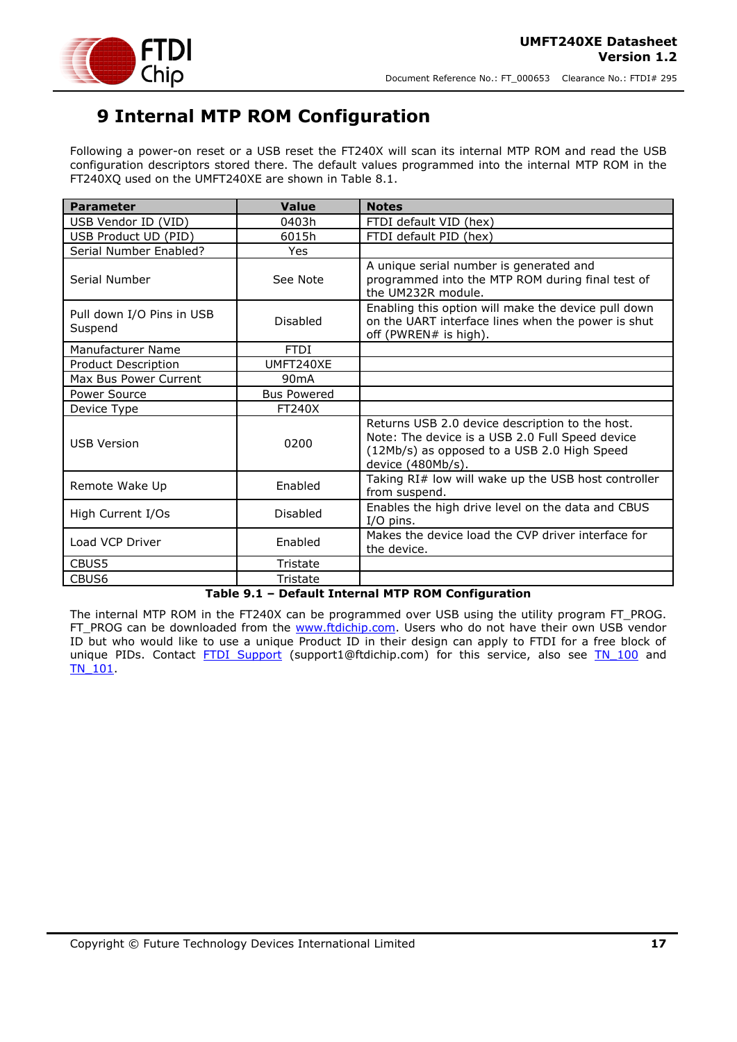# 9 Internal MTP ROM Configuration

Following a power-on reset or a USB reset the FT240X will scan its internal MTP ROM and read the USB configuration descriptors stored there. The default values programmed into the internal MTP ROM in the FT240XQ used on the UMFT240XE are shown in Table 8.1.

| Parameter | Value | Notes |
|---|---|---|
| USB Vendor ID (VID) | 0403h | FTDI default VID (hex) |
| USB Product UD (PID) | 6015h | FTDI default PID (hex) |
| Serial Number Enabled? | Yes | |
| Serial Number | See Note | A unique serial number is generated and programmed into the MTP ROM during final test of the UM232R module. |
| Pull down I/O Pins in USB Suspend | Disabled | Enabling this option will make the device pull down on the UART interface lines when the power is shut off (PWREN# is high). |
| Manufacturer Name | FTDI | |
| Product Description | UMFT240XE | |
| Max Bus Power Current | 90mA | |
| Power Source | Bus Powered | |
| Device Type | FT240X | |
| USB Version | 0200 | Returns USB 2.0 device description to the host. Note: The device is a USB 2.0 Full Speed device (12Mb/s) as opposed to a USB 2.0 High Speed device (480Mb/s). |
| Remote Wake Up | Enabled | Taking RI# low will wake up the USB host controller from suspend. |
| High Current I/Os | Disabled | Enables the high drive level on the data and CBUS I/O pins. |
| Load VCP Driver | Enabled | Makes the device load the CVP driver interface for the device. |
| CBUS5 | Tristate | |
| CBUS6 | Tristate | |

**Table 9.1 – Default Internal MTP ROM Configuration**

The internal MTP ROM in the FT240X can be programmed over USB using the utility program FT_PROG. FT_PROG can be downloaded from the www.ftdichip.com. Users who do not have their own USB vendor ID but who would like to use a unique Product ID in their design can apply to FTDI for a free block of unique PIDs. Contact FTDI Support (support1@ftdichip.com) for this service, also see TN_100 and TN_101.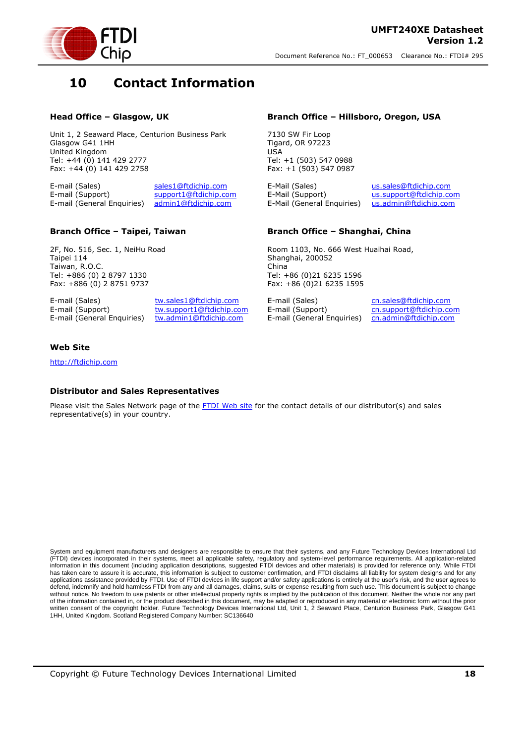# 10 Contact Information

### Head Office – Glasgow, UK

Unit 1, 2 Seaward Place, Centurion Business Park
Glasgow G41 1HH
United Kingdom
Tel: +44 (0) 141 429 2777
Fax: +44 (0) 141 429 2758

| | |
|---|---|
| E-mail (Sales) | sales1@ftdichip.com |
| E-mail (Support) | support1@ftdichip.com |
| E-mail (General Enquiries) | admin1@ftdichip.com |

### Branch Office – Hillsboro, Oregon, USA

7130 SW Fir Loop
Tigard, OR 97223
USA
Tel: +1 (503) 547 0988
Fax: +1 (503) 547 0987

| | |
|---|---|
| E-Mail (Sales) | us.sales@ftdichip.com |
| E-Mail (Support) | us.support@ftdichip.com |
| E-Mail (General Enquiries) | us.admin@ftdichip.com |

### Branch Office – Taipei, Taiwan

2F, No. 516, Sec. 1, NeiHu Road
Taipei 114
Taiwan, R.O.C.
Tel: +886 (0) 2 8797 1330
Fax: +886 (0) 2 8751 9737

| | |
|---|---|
| E-mail (Sales) | tw.sales1@ftdichip.com |
| E-mail (Support) | tw.support1@ftdichip.com |
| E-mail (General Enquiries) | tw.admin1@ftdichip.com |

### Branch Office – Shanghai, China

Room 1103, No. 666 West Huaihai Road,
Shanghai, 200052
China
Tel: +86 (0)21 6235 1596
Fax: +86 (0)21 6235 1595

| | |
|---|---|
| E-mail (Sales) | cn.sales@ftdichip.com |
| E-mail (Support) | cn.support@ftdichip.com |
| E-mail (General Enquiries) | cn.admin@ftdichip.com |

### Web Site

http://ftdichip.com

### Distributor and Sales Representatives

Please visit the Sales Network page of the FTDI Web site for the contact details of our distributor(s) and sales representative(s) in your country.

System and equipment manufacturers and designers are responsible to ensure that their systems, and any Future Technology Devices International Ltd (FTDI) devices incorporated in their systems, meet all applicable safety, regulatory and system-level performance requirements. All application-related information in this document (including application descriptions, suggested FTDI devices and other materials) is provided for reference only. While FTDI has taken care to assure it is accurate, this information is subject to customer confirmation, and FTDI disclaims all liability for system designs and for any applications assistance provided by FTDI. Use of FTDI devices in life support and/or safety applications is entirely at the user's risk, and the user agrees to defend, indemnify and hold harmless FTDI from any and all damages, claims, suits or expense resulting from such use. This document is subject to change without notice. No freedom to use patents or other intellectual property rights is implied by the publication of this document. Neither the whole nor any part of the information contained in, or the product described in this document, may be adapted or reproduced in any material or electronic form without the prior written consent of the copyright holder. Future Technology Devices International Ltd, Unit 1, 2 Seaward Place, Centurion Business Park, Glasgow G41 1HH, United Kingdom. Scotland Registered Company Number: SC136640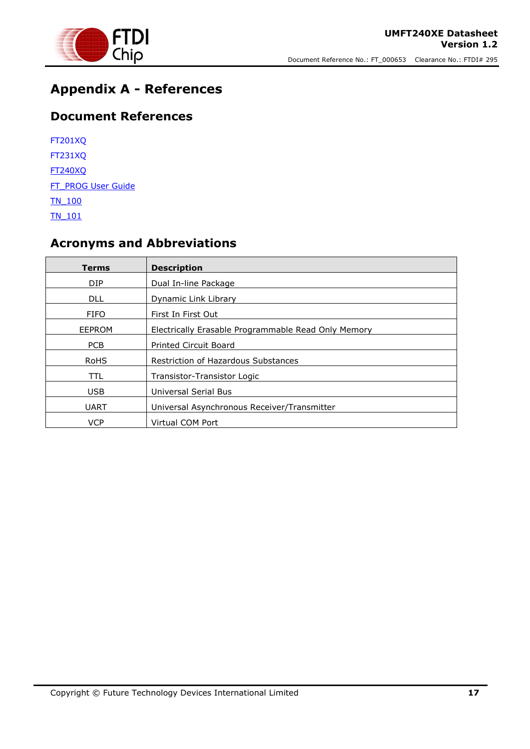# Appendix A - References

## Document References

FT201XQ

FT231XQ

FT240XQ

FT_PROG User Guide

TN_100

TN_101

## Acronyms and Abbreviations

| Terms | Description |
|---|---|
| DIP | Dual In-line Package |
| DLL | Dynamic Link Library |
| FIFO | First In First Out |
| EEPROM | Electrically Erasable Programmable Read Only Memory |
| PCB | Printed Circuit Board |
| RoHS | Restriction of Hazardous Substances |
| TTL | Transistor-Transistor Logic |
| USB | Universal Serial Bus |
| UART | Universal Asynchronous Receiver/Transmitter |
| VCP | Virtual COM Port |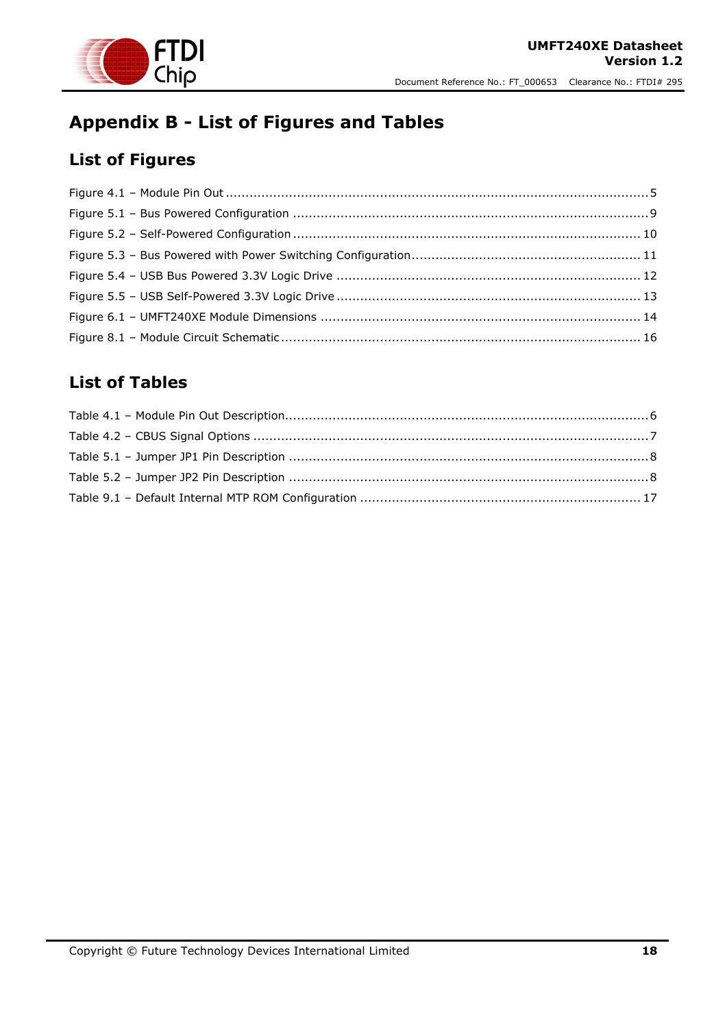# Appendix B - List of Figures and Tables

## List of Figures

Figure 4.1 – Module Pin Out .......................................................................................................... 5

Figure 5.1 – Bus Powered Configuration ......................................................................................... 9

Figure 5.2 – Self-Powered Configuration ....................................................................................... 10

Figure 5.3 – Bus Powered with Power Switching Configuration .......................................................... 11

Figure 5.4 – USB Bus Powered 3.3V Logic Drive ............................................................................. 12

Figure 5.5 – USB Self-Powered 3.3V Logic Drive ............................................................................. 13

Figure 6.1 – UMFT240XE Module Dimensions ................................................................................. 14

Figure 8.1 – Module Circuit Schematic .......................................................................................... 16

## List of Tables

Table 4.1 – Module Pin Out Description........................................................................................... 6

Table 4.2 – CBUS Signal Options .................................................................................................... 7

Table 5.1 – Jumper JP1 Pin Description ........................................................................................... 8

Table 5.2 – Jumper JP2 Pin Description ........................................................................................... 8

Table 9.1 – Default Internal MTP ROM Configuration ....................................................................... 17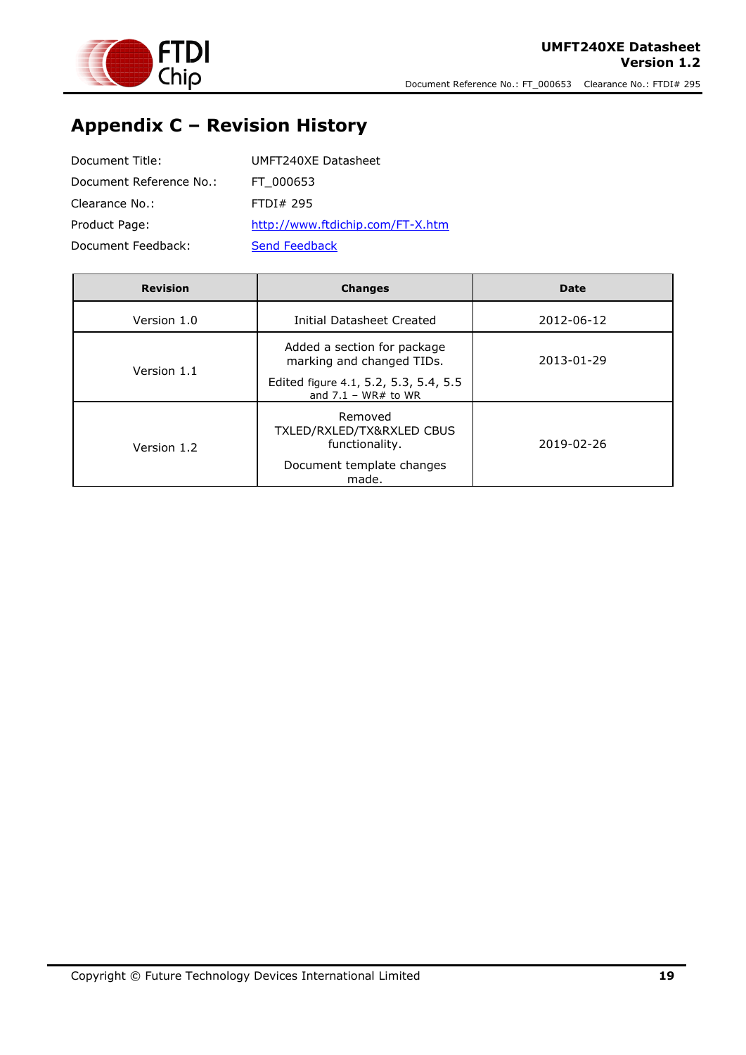# Appendix C – Revision History

Document Title: UMFT240XE Datasheet

Document Reference No.: FT_000653

Clearance No.: FTDI# 295

Product Page: http://www.ftdichip.com/FT-X.htm

Document Feedback: Send Feedback

| Revision | Changes | Date |
|---|---|---|
| Version 1.0 | Initial Datasheet Created | 2012-06-12 |
| Version 1.1 | Added a section for package marking and changed TIDs. Edited figure 4.1, 5.2, 5.3, 5.4, 5.5 and 7.1 – WR# to WR | 2013-01-29 |
| Version 1.2 | Removed TXLED/RXLED/TX&RXLED CBUS functionality. Document template changes made. | 2019-02-26 |